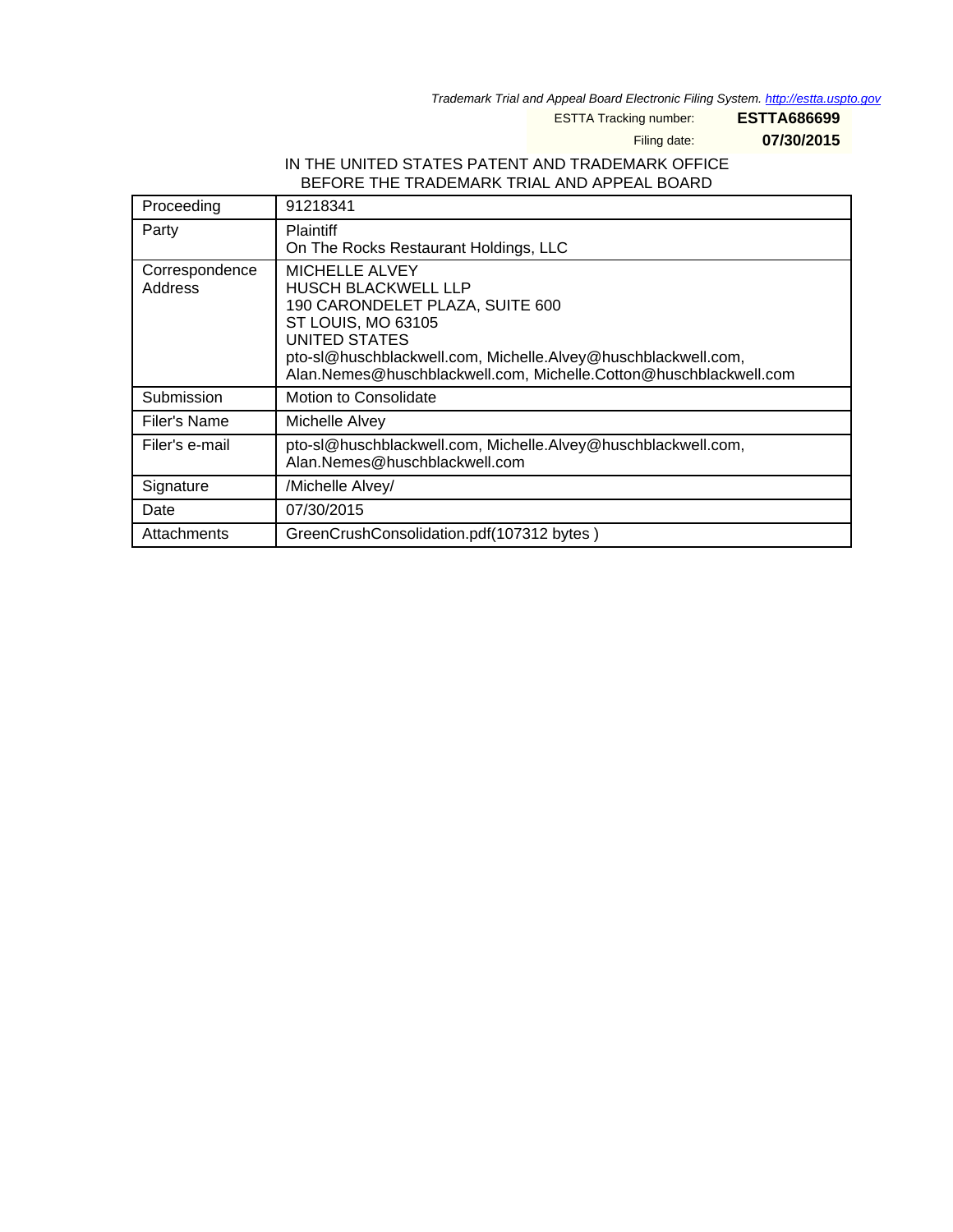*Trademark Trial and Appeal Board Electronic Filing System. http://estta.uspto.gov*

ESTTA Tracking number: **ESTTA686699**

Filing date: **07/30/2015**

IN THE UNITED STATES PATENT AND TRADEMARK OFFICE
BEFORE THE TRADEMARK TRIAL AND APPEAL BOARD

| | |
|---|---|
| Proceeding | 91218341 |
| Party | Plaintiff<br>On The Rocks Restaurant Holdings, LLC |
| Correspondence Address | MICHELLE ALVEY<br>HUSCH BLACKWELL LLP<br>190 CARONDELET PLAZA, SUITE 600<br>ST LOUIS, MO 63105<br>UNITED STATES<br>pto-sl@huschblackwell.com, Michelle.Alvey@huschblackwell.com, Alan.Nemes@huschblackwell.com, Michelle.Cotton@huschblackwell.com |
| Submission | Motion to Consolidate |
| Filer's Name | Michelle Alvey |
| Filer's e-mail | pto-sl@huschblackwell.com, Michelle.Alvey@huschblackwell.com, Alan.Nemes@huschblackwell.com |
| Signature | /Michelle Alvey/ |
| Date | 07/30/2015 |
| Attachments | GreenCrushConsolidation.pdf(107312 bytes ) |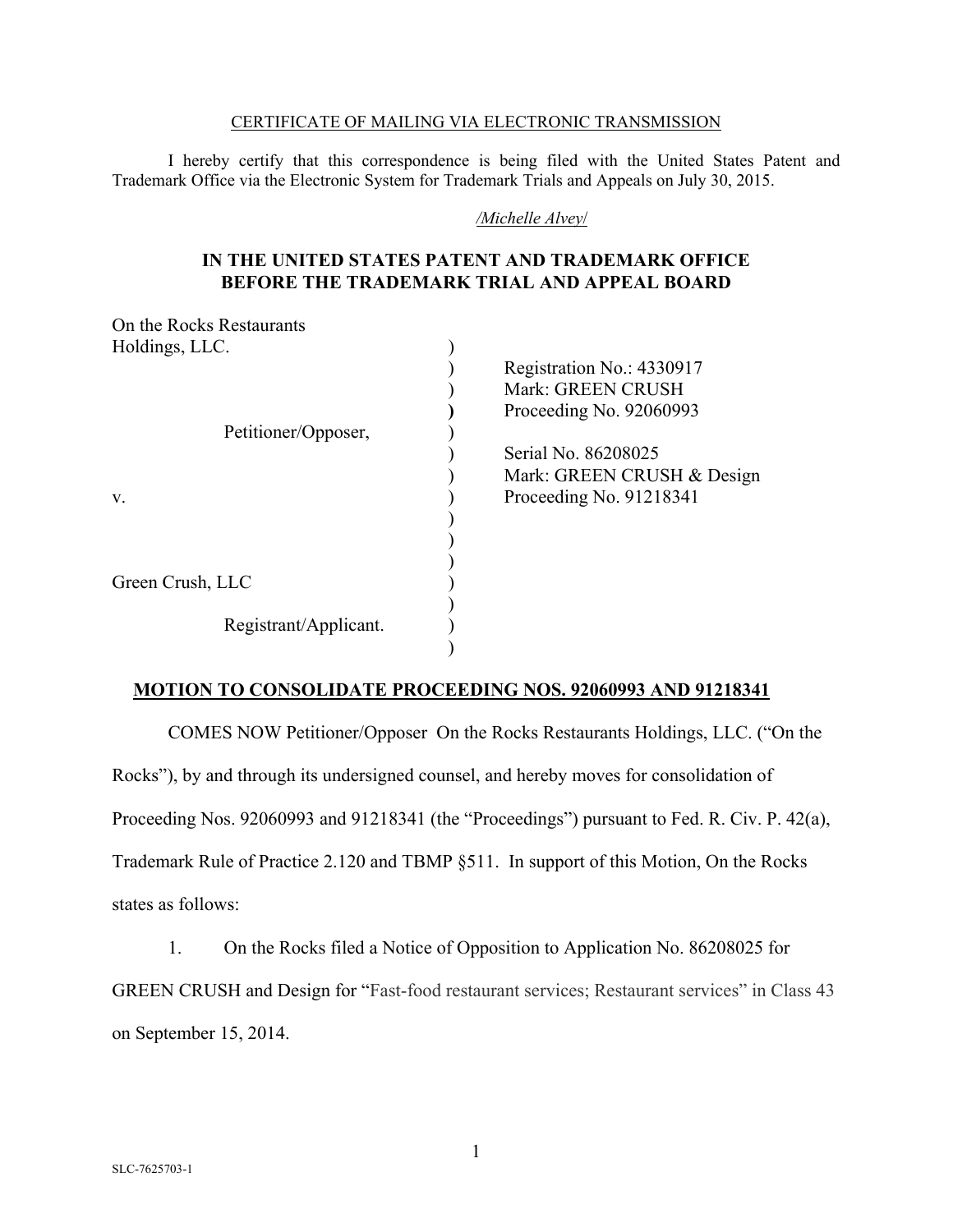CERTIFICATE OF MAILING VIA ELECTRONIC TRANSMISSION

I hereby certify that this correspondence is being filed with the United States Patent and Trademark Office via the Electronic System for Trademark Trials and Appeals on July 30, 2015.

/Michelle Alvey/

**IN THE UNITED STATES PATENT AND TRADEMARK OFFICE BEFORE THE TRADEMARK TRIAL AND APPEAL BOARD**

| | | |
|---|---|---|
| On the Rocks Restaurants Holdings, LLC. | ) | Registration No.: 4330917 |
| | ) | Mark: GREEN CRUSH |
| | ) | Proceeding No. 92060993 |
| Petitioner/Opposer, | ) | |
| | ) | Serial No. 86208025 |
| | ) | Mark: GREEN CRUSH & Design |
| v. | ) | Proceeding No. 91218341 |
| | ) | |
| Green Crush, LLC | ) | |
| Registrant/Applicant. | ) | |

**MOTION TO CONSOLIDATE PROCEEDING NOS. 92060993 AND 91218341**

COMES NOW Petitioner/Opposer On the Rocks Restaurants Holdings, LLC. ("On the Rocks"), by and through its undersigned counsel, and hereby moves for consolidation of Proceeding Nos. 92060993 and 91218341 (the "Proceedings") pursuant to Fed. R. Civ. P. 42(a), Trademark Rule of Practice 2.120 and TBMP §511. In support of this Motion, On the Rocks states as follows:

1. On the Rocks filed a Notice of Opposition to Application No. 86208025 for GREEN CRUSH and Design for "Fast-food restaurant services; Restaurant services" in Class 43 on September 15, 2014.

SLC-7625703-1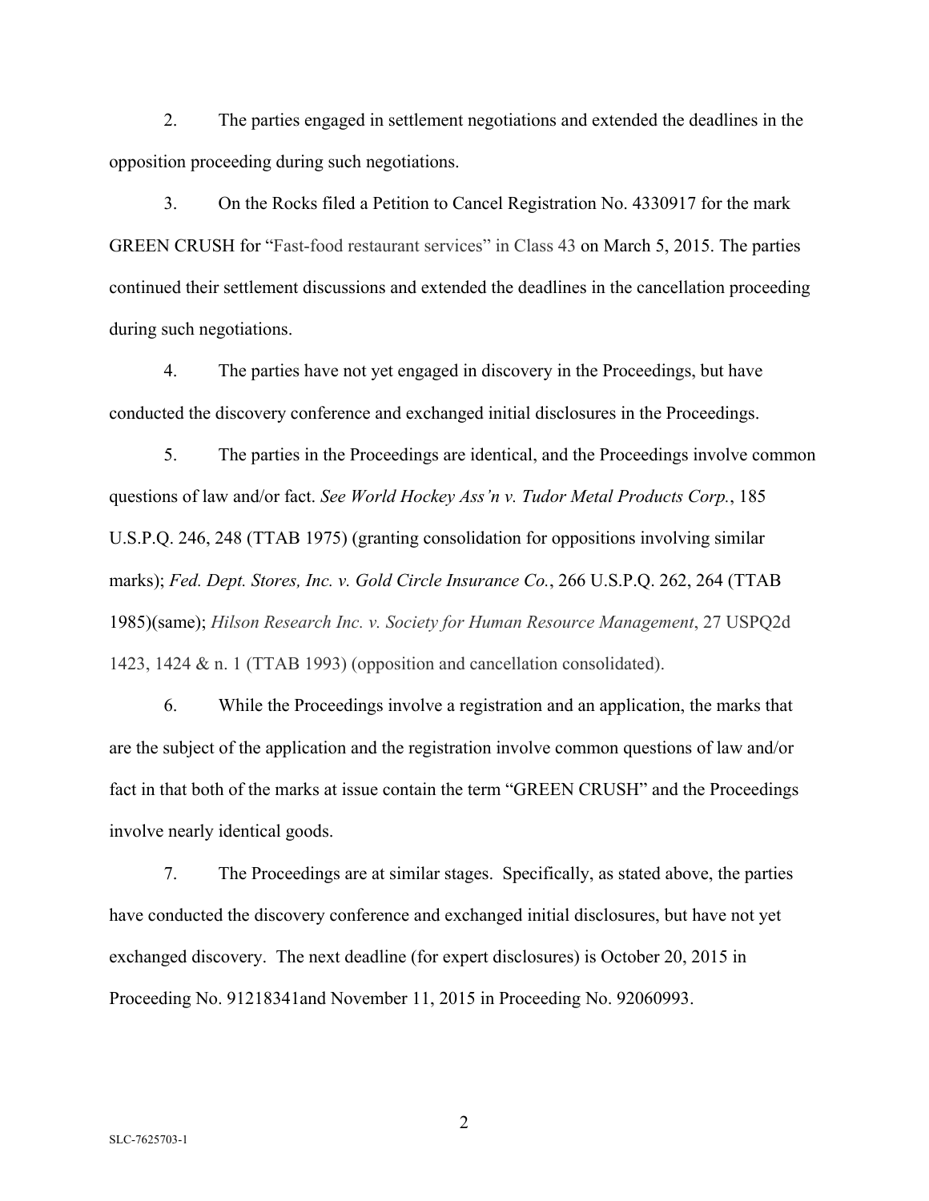2. The parties engaged in settlement negotiations and extended the deadlines in the opposition proceeding during such negotiations.

3. On the Rocks filed a Petition to Cancel Registration No. 4330917 for the mark GREEN CRUSH for "Fast-food restaurant services" in Class 43 on March 5, 2015. The parties continued their settlement discussions and extended the deadlines in the cancellation proceeding during such negotiations.

4. The parties have not yet engaged in discovery in the Proceedings, but have conducted the discovery conference and exchanged initial disclosures in the Proceedings.

5. The parties in the Proceedings are identical, and the Proceedings involve common questions of law and/or fact. *See World Hockey Ass'n v. Tudor Metal Products Corp.*, 185 U.S.P.Q. 246, 248 (TTAB 1975) (granting consolidation for oppositions involving similar marks); *Fed. Dept. Stores, Inc. v. Gold Circle Insurance Co.*, 266 U.S.P.Q. 262, 264 (TTAB 1985)(same); *Hilson Research Inc. v. Society for Human Resource Management*, 27 USPQ2d 1423, 1424 & n. 1 (TTAB 1993) (opposition and cancellation consolidated).

6. While the Proceedings involve a registration and an application, the marks that are the subject of the application and the registration involve common questions of law and/or fact in that both of the marks at issue contain the term "GREEN CRUSH" and the Proceedings involve nearly identical goods.

7. The Proceedings are at similar stages. Specifically, as stated above, the parties have conducted the discovery conference and exchanged initial disclosures, but have not yet exchanged discovery. The next deadline (for expert disclosures) is October 20, 2015 in Proceeding No. 91218341and November 11, 2015 in Proceeding No. 92060993.

SLC-7625703-1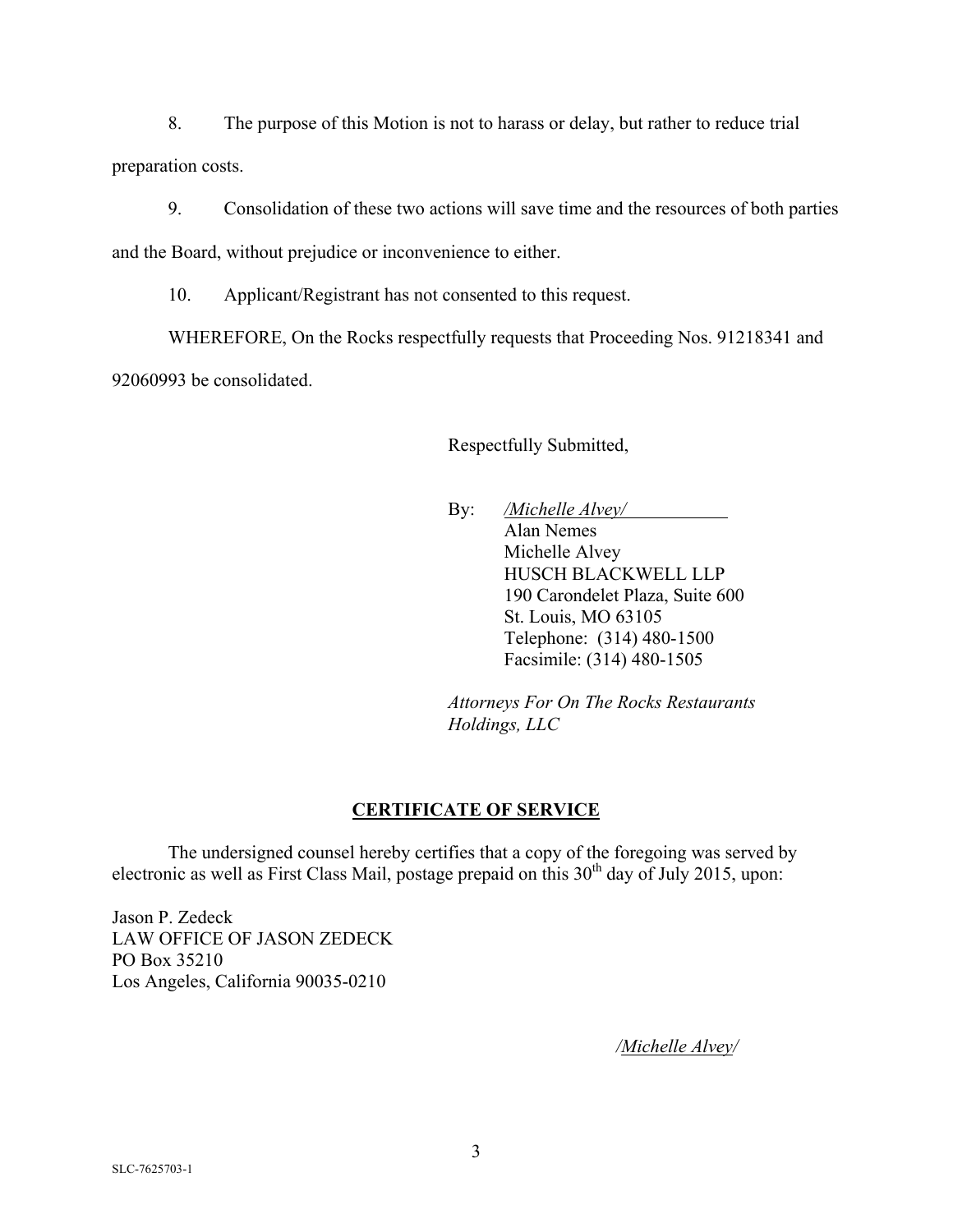8. The purpose of this Motion is not to harass or delay, but rather to reduce trial preparation costs.

9. Consolidation of these two actions will save time and the resources of both parties and the Board, without prejudice or inconvenience to either.

10. Applicant/Registrant has not consented to this request.

WHEREFORE, On the Rocks respectfully requests that Proceeding Nos. 91218341 and 92060993 be consolidated.

Respectfully Submitted,

By: /*Michelle Alvey*/
Alan Nemes
Michelle Alvey
HUSCH BLACKWELL LLP
190 Carondelet Plaza, Suite 600
St. Louis, MO 63105
Telephone: (314) 480-1500
Facsimile: (314) 480-1505

*Attorneys For On The Rocks Restaurants Holdings, LLC*

## CERTIFICATE OF SERVICE

The undersigned counsel hereby certifies that a copy of the foregoing was served by electronic as well as First Class Mail, postage prepaid on this 30th day of July 2015, upon:

Jason P. Zedeck
LAW OFFICE OF JASON ZEDECK
PO Box 35210
Los Angeles, California 90035-0210

/Michelle Alvey/

SLC-7625703-1